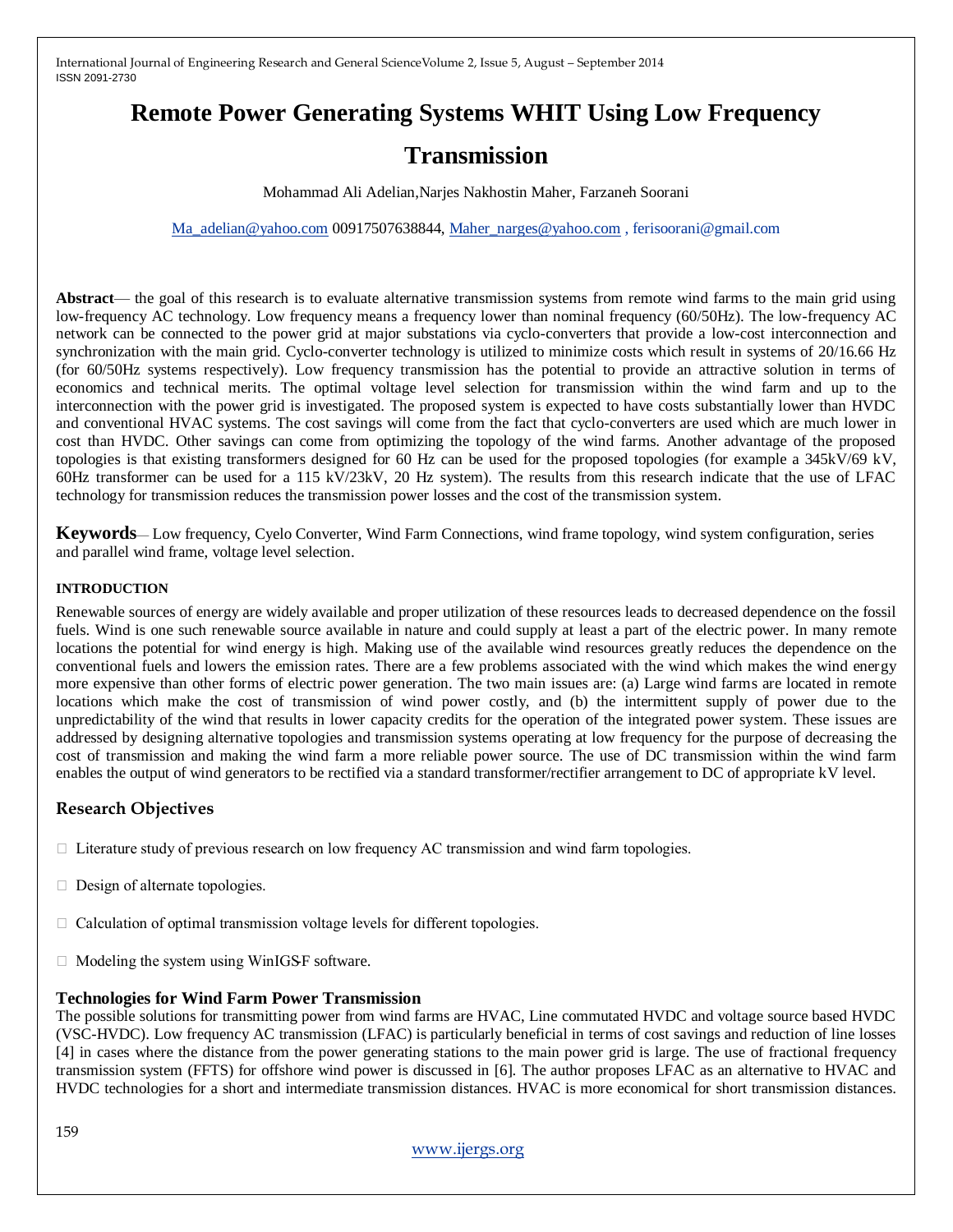# Remote Power Generating Systems WHIT Using Low Frequency Transmission

Mohammad Ali Adelian,Narjes Nakhostin Maher, Farzaneh Soorani

Ma_adelian@yahoo.com 00917507638844, Maher_narges@yahoo.com , ferisoorani@gmail.com

**Abstract**— the goal of this research is to evaluate alternative transmission systems from remote wind farms to the main grid using low-frequency AC technology. Low frequency means a frequency lower than nominal frequency (60/50Hz). The low-frequency AC network can be connected to the power grid at major substations via cyclo-converters that provide a low-cost interconnection and synchronization with the main grid. Cyclo-converter technology is utilized to minimize costs which result in systems of 20/16.66 Hz (for 60/50Hz systems respectively). Low frequency transmission has the potential to provide an attractive solution in terms of economics and technical merits. The optimal voltage level selection for transmission within the wind farm and up to the interconnection with the power grid is investigated. The proposed system is expected to have costs substantially lower than HVDC and conventional HVAC systems. The cost savings will come from the fact that cyclo-converters are used which are much lower in cost than HVDC. Other savings can come from optimizing the topology of the wind farms. Another advantage of the proposed topologies is that existing transformers designed for 60 Hz can be used for the proposed topologies (for example a 345kV/69 kV, 60Hz transformer can be used for a 115 kV/23kV, 20 Hz system). The results from this research indicate that the use of LFAC technology for transmission reduces the transmission power losses and the cost of the transmission system.

**Keywords**— Low frequency, Cyelo Converter, Wind Farm Connections, wind frame topology, wind system configuration, series and parallel wind frame, voltage level selection.

## INTRODUCTION

Renewable sources of energy are widely available and proper utilization of these resources leads to decreased dependence on the fossil fuels. Wind is one such renewable source available in nature and could supply at least a part of the electric power. In many remote locations the potential for wind energy is high. Making use of the available wind resources greatly reduces the dependence on the conventional fuels and lowers the emission rates. There are a few problems associated with the wind which makes the wind energy more expensive than other forms of electric power generation. The two main issues are: (a) Large wind farms are located in remote locations which make the cost of transmission of wind power costly, and (b) the intermittent supply of power due to the unpredictability of the wind that results in lower capacity credits for the operation of the integrated power system. These issues are addressed by designing alternative topologies and transmission systems operating at low frequency for the purpose of decreasing the cost of transmission and making the wind farm a more reliable power source. The use of DC transmission within the wind farm enables the output of wind generators to be rectified via a standard transformer/rectifier arrangement to DC of appropriate kV level.

## Research Objectives

- Literature study of previous research on low frequency AC transmission and wind farm topologies.
- Design of alternate topologies.
- Calculation of optimal transmission voltage levels for different topologies.
- Modeling the system using WinIGS-F software.

## Technologies for Wind Farm Power Transmission

The possible solutions for transmitting power from wind farms are HVAC, Line commutated HVDC and voltage source based HVDC (VSC-HVDC). Low frequency AC transmission (LFAC) is particularly beneficial in terms of cost savings and reduction of line losses [4] in cases where the distance from the power generating stations to the main power grid is large. The use of fractional frequency transmission system (FFTS) for offshore wind power is discussed in [6]. The author proposes LFAC as an alternative to HVAC and HVDC technologies for a short and intermediate transmission distances. HVAC is more economical for short transmission distances.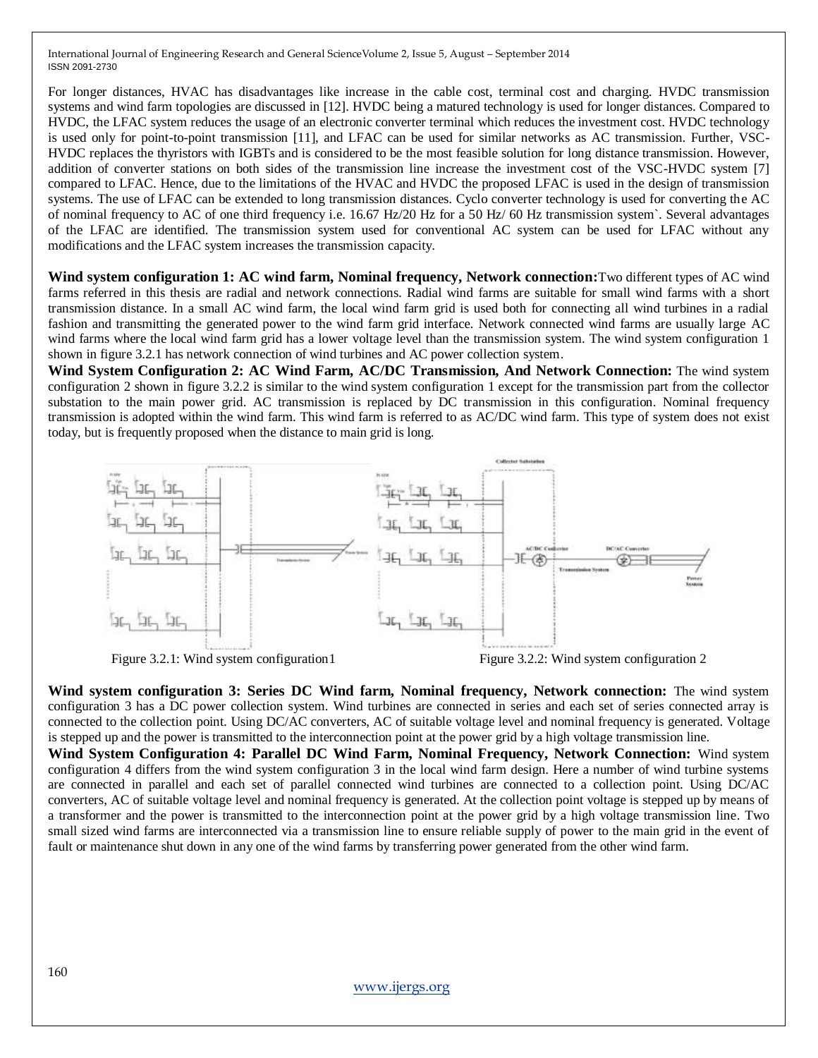For longer distances, HVAC has disadvantages like increase in the cable cost, terminal cost and charging. HVDC transmission systems and wind farm topologies are discussed in [12]. HVDC being a matured technology is used for longer distances. Compared to HVDC, the LFAC system reduces the usage of an electronic converter terminal which reduces the investment cost. HVDC technology is used only for point-to-point transmission [11], and LFAC can be used for similar networks as AC transmission. Further, VSC-HVDC replaces the thyristors with IGBTs and is considered to be the most feasible solution for long distance transmission. However, addition of converter stations on both sides of the transmission line increase the investment cost of the VSC-HVDC system [7] compared to LFAC. Hence, due to the limitations of the HVAC and HVDC the proposed LFAC is used in the design of transmission systems. The use of LFAC can be extended to long transmission distances. Cyclo converter technology is used for converting the AC of nominal frequency to AC of one third frequency i.e. 16.67 Hz/20 Hz for a 50 Hz/ 60 Hz transmission system`. Several advantages of the LFAC are identified. The transmission system used for conventional AC system can be used for LFAC without any modifications and the LFAC system increases the transmission capacity.

**Wind system configuration 1: AC wind farm, Nominal frequency, Network connection:** Two different types of AC wind farms referred in this thesis are radial and network connections. Radial wind farms are suitable for small wind farms with a short transmission distance. In a small AC wind farm, the local wind farm grid is used both for connecting all wind turbines in a radial fashion and transmitting the generated power to the wind farm grid interface. Network connected wind farms are usually large AC wind farms where the local wind farm grid has a lower voltage level than the transmission system. The wind system configuration 1 shown in figure 3.2.1 has network connection of wind turbines and AC power collection system.

**Wind System Configuration 2: AC Wind Farm, AC/DC Transmission, And Network Connection:** The wind system configuration 2 shown in figure 3.2.2 is similar to the wind system configuration 1 except for the transmission part from the collector substation to the main power grid. AC transmission is replaced by DC transmission in this configuration. Nominal frequency transmission is adopted within the wind farm. This wind farm is referred to as AC/DC wind farm. This type of system does not exist today, but is frequently proposed when the distance to main grid is long.

Figure 3.2.1: Wind system configuration1

Figure 3.2.2: Wind system configuration 2

**Wind system configuration 3: Series DC Wind farm, Nominal frequency, Network connection:** The wind system configuration 3 has a DC power collection system. Wind turbines are connected in series and each set of series connected array is connected to the collection point. Using DC/AC converters, AC of suitable voltage level and nominal frequency is generated. Voltage is stepped up and the power is transmitted to the interconnection point at the power grid by a high voltage transmission line.

**Wind System Configuration 4: Parallel DC Wind Farm, Nominal Frequency, Network Connection:** Wind system configuration 4 differs from the wind system configuration 3 in the local wind farm design. Here a number of wind turbine systems are connected in parallel and each set of parallel connected wind turbines are connected to a collection point. Using DC/AC converters, AC of suitable voltage level and nominal frequency is generated. At the collection point voltage is stepped up by means of a transformer and the power is transmitted to the interconnection point at the power grid by a high voltage transmission line. Two small sized wind farms are interconnected via a transmission line to ensure reliable supply of power to the main grid in the event of fault or maintenance shut down in any one of the wind farms by transferring power generated from the other wind farm.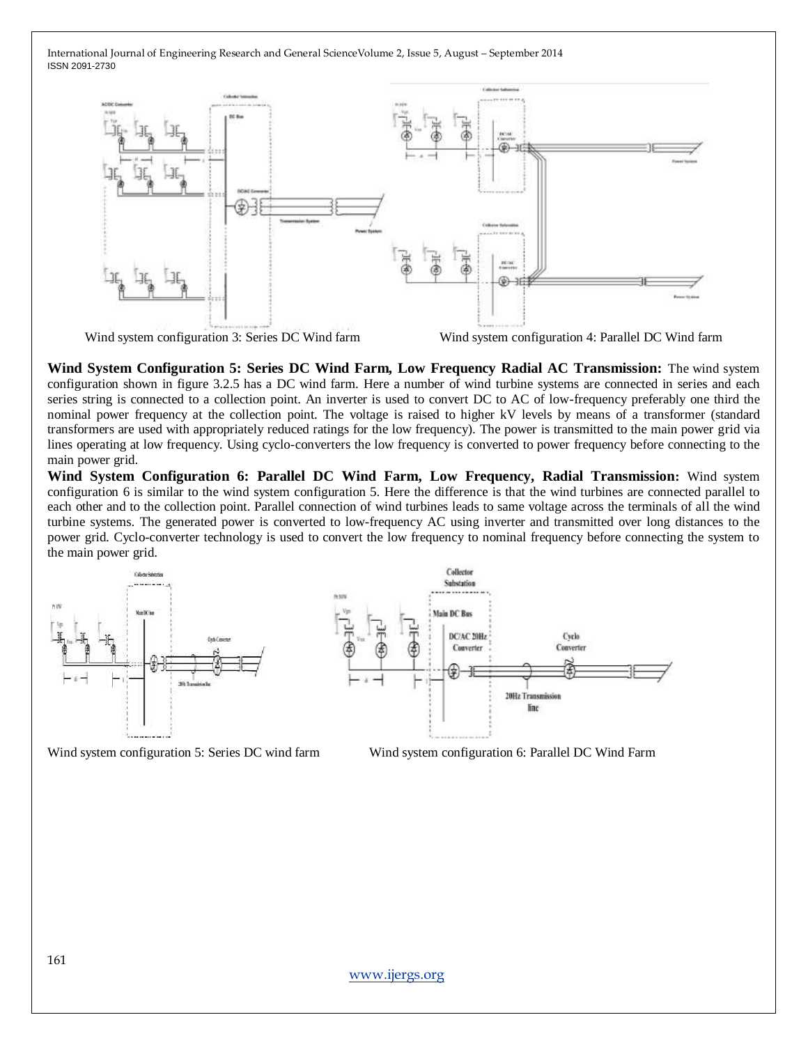Wind system configuration 3: Series DC Wind farm

Wind system configuration 4: Parallel DC Wind farm

**Wind System Configuration 5: Series DC Wind Farm, Low Frequency Radial AC Transmission:** The wind system configuration shown in figure 3.2.5 has a DC wind farm. Here a number of wind turbine systems are connected in series and each series string is connected to a collection point. An inverter is used to convert DC to AC of low-frequency preferably one third the nominal power frequency at the collection point. The voltage is raised to higher kV levels by means of a transformer (standard transformers are used with appropriately reduced ratings for the low frequency). The power is transmitted to the main power grid via lines operating at low frequency. Using cyclo-converters the low frequency is converted to power frequency before connecting to the main power grid.

**Wind System Configuration 6: Parallel DC Wind Farm, Low Frequency, Radial Transmission:** Wind system configuration 6 is similar to the wind system configuration 5. Here the difference is that the wind turbines are connected parallel to each other and to the collection point. Parallel connection of wind turbines leads to same voltage across the terminals of all the wind turbine systems. The generated power is converted to low-frequency AC using inverter and transmitted over long distances to the power grid. Cyclo-converter technology is used to convert the low frequency to nominal frequency before connecting the system to the main power grid.

Wind system configuration 5: Series DC wind farm

Wind system configuration 6: Parallel DC Wind Farm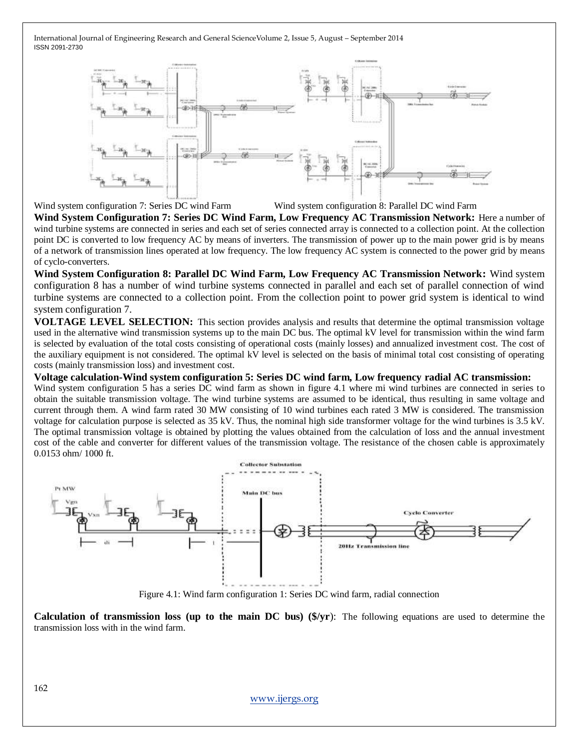Wind system configuration 7: Series DC wind Farm

Wind system configuration 8: Parallel DC wind Farm

**Wind System Configuration 7: Series DC Wind Farm, Low Frequency AC Transmission Network:** Here a number of wind turbine systems are connected in series and each set of series connected array is connected to a collection point. At the collection point DC is converted to low frequency AC by means of inverters. The transmission of power up to the main power grid is by means of a network of transmission lines operated at low frequency. The low frequency AC system is connected to the power grid by means of cyclo-converters.

**Wind System Configuration 8: Parallel DC Wind Farm, Low Frequency AC Transmission Network:** Wind system configuration 8 has a number of wind turbine systems connected in parallel and each set of parallel connection of wind turbine systems are connected to a collection point. From the collection point to power grid system is identical to wind system configuration 7.

**VOLTAGE LEVEL SELECTION:** This section provides analysis and results that determine the optimal transmission voltage used in the alternative wind transmission systems up to the main DC bus. The optimal kV level for transmission within the wind farm is selected by evaluation of the total costs consisting of operational costs (mainly losses) and annualized investment cost. The cost of the auxiliary equipment is not considered. The optimal kV level is selected on the basis of minimal total cost consisting of operating costs (mainly transmission loss) and investment cost.

**Voltage calculation-Wind system configuration 5: Series DC wind farm, Low frequency radial AC transmission:**
Wind system configuration 5 has a series DC wind farm as shown in figure 4.1 where mi wind turbines are connected in series to obtain the suitable transmission voltage. The wind turbine systems are assumed to be identical, thus resulting in same voltage and current through them. A wind farm rated 30 MW consisting of 10 wind turbines each rated 3 MW is considered. The transmission voltage for calculation purpose is selected as 35 kV. Thus, the nominal high side transformer voltage for the wind turbines is 3.5 kV. The optimal transmission voltage is obtained by plotting the values obtained from the calculation of loss and the annual investment cost of the cable and converter for different values of the transmission voltage. The resistance of the chosen cable is approximately 0.0153 ohm/ 1000 ft.

Figure 4.1: Wind farm configuration 1: Series DC wind farm, radial connection

**Calculation of transmission loss (up to the main DC bus) ($/yr)**: The following equations are used to determine the transmission loss with in the wind farm.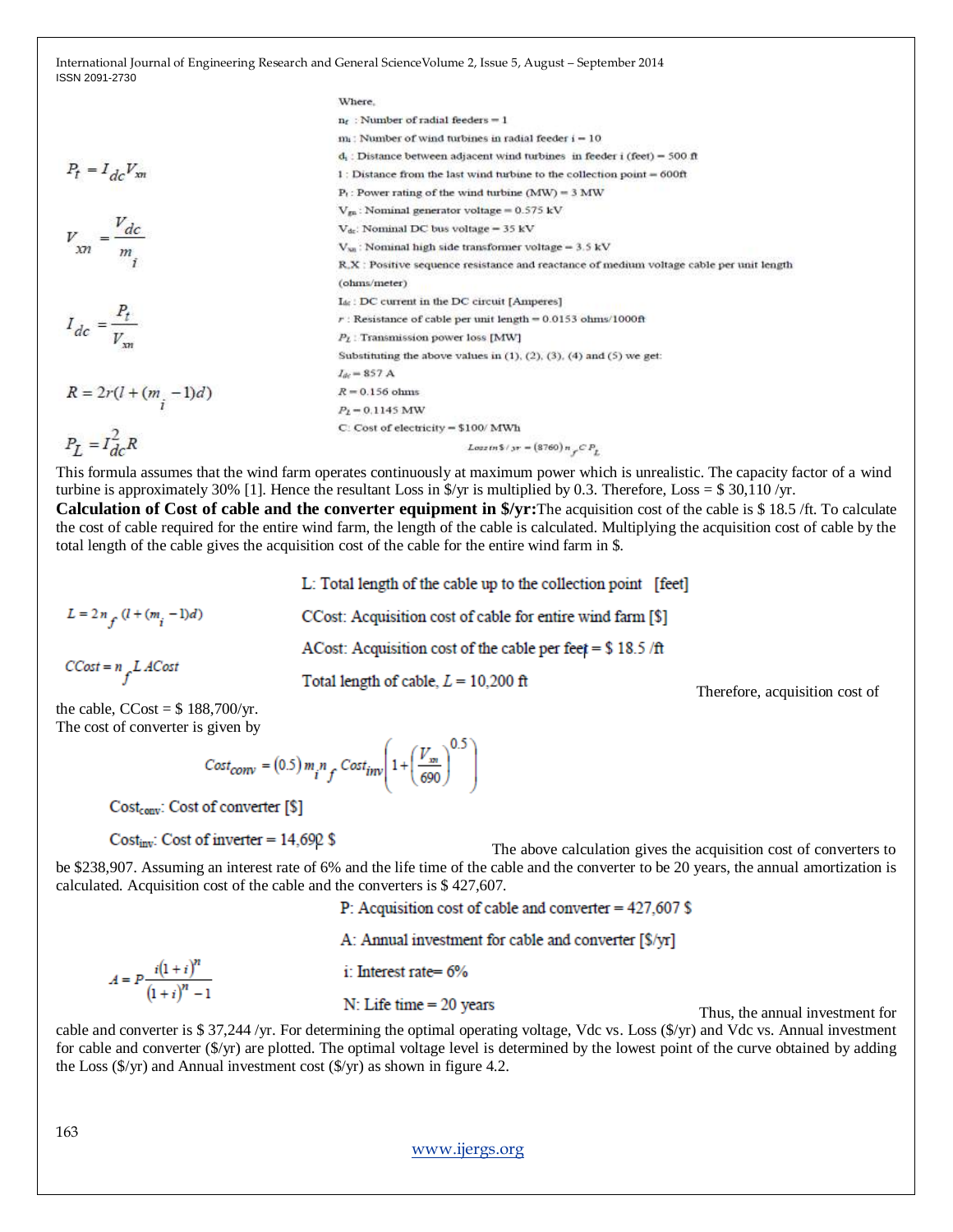$$P_t = I_{dc} V_{xn}$$

$$V_{xn} = \frac{V_{dc}}{m_i}$$

$$I_{dc} = \frac{P_t}{V_{xn}}$$

$$R = 2r(l + (m_i - 1)d)$$

$$P_L = I_{dc}^2 R$$

Where,

$n_f$ : Number of radial feeders = 1

$m_i$ : Number of wind turbines in radial feeder i = 10

$d_i$ : Distance between adjacent wind turbines in feeder i (feet) = 500 ft

l : Distance from the last wind turbine to the collection point = 600ft

$P_t$ : Power rating of the wind turbine (MW) = 3 MW

$V_{gn}$ : Nominal generator voltage = 0.575 kV

$V_{dc}$: Nominal DC bus voltage = 35 kV

$V_{xn}$ : Nominal high side transformer voltage = 3.5 kV

R,X : Positive sequence resistance and reactance of medium voltage cable per unit length (ohms/meter)

$I_{dc}$ : DC current in the DC circuit [Amperes]

$r$ : Resistance of cable per unit length = 0.0153 ohms/1000ft

$P_L$ : Transmission power loss [MW]

Substituting the above values in (1), (2), (3), (4) and (5) we get:

$I_{dc}$ = 857 A

$R$ = 0.156 ohms

$P_L$ = 0.1145 MW

C: Cost of electricity = $100/ MWh

$$Loss\ in\ \$/yr = (8760)\, n_f\, C\, P_L$$

This formula assumes that the wind farm operates continuously at maximum power which is unrealistic. The capacity factor of a wind turbine is approximately 30% [1]. Hence the resultant Loss in $/yr is multiplied by 0.3. Therefore, Loss = $ 30,110 /yr.

**Calculation of Cost of cable and the converter equipment in $/yr:** The acquisition cost of the cable is $ 18.5 /ft. To calculate the cost of cable required for the entire wind farm, the length of the cable is calculated. Multiplying the acquisition cost of cable by the total length of the cable gives the acquisition cost of the cable for the entire wind farm in $.

$$L = 2n_f(l + (m_i - 1)d)$$

$$CCost = n_f\, L\, ACost$$

L: Total length of the cable up to the collection point [feet]

CCost: Acquisition cost of cable for entire wind farm [$]

ACost: Acquisition cost of the cable per feet = $ 18.5 /ft

Total length of cable, $L$ = 10,200 ft

Therefore, acquisition cost of the cable, CCost = $ 188,700/yr.

The cost of converter is given by

$$Cost_{conv} = (0.5)\, m_i\, n_f\, Cost_{inv}\left(1 + \left(\frac{V_{xn}}{690}\right)^{0.5}\right)$$

$Cost_{conv}$: Cost of converter [$]

$Cost_{inv}$: Cost of inverter = 14,690 $

The above calculation gives the acquisition cost of converters to be $238,907. Assuming an interest rate of 6% and the life time of the cable and the converter to be 20 years, the annual amortization is calculated. Acquisition cost of the cable and the converters is $ 427,607.

$$A = P\frac{i(1+i)^n}{(1+i)^n - 1}$$

P: Acquisition cost of cable and converter = 427,607 $

A: Annual investment for cable and converter [$/yr]

i: Interest rate= 6%

N: Life time = 20 years

Thus, the annual investment for cable and converter is $ 37,244 /yr. For determining the optimal operating voltage, Vdc vs. Loss ($/yr) and Vdc vs. Annual investment for cable and converter ($/yr) are plotted. The optimal voltage level is determined by the lowest point of the curve obtained by adding the Loss ($/yr) and Annual investment cost ($/yr) as shown in figure 4.2.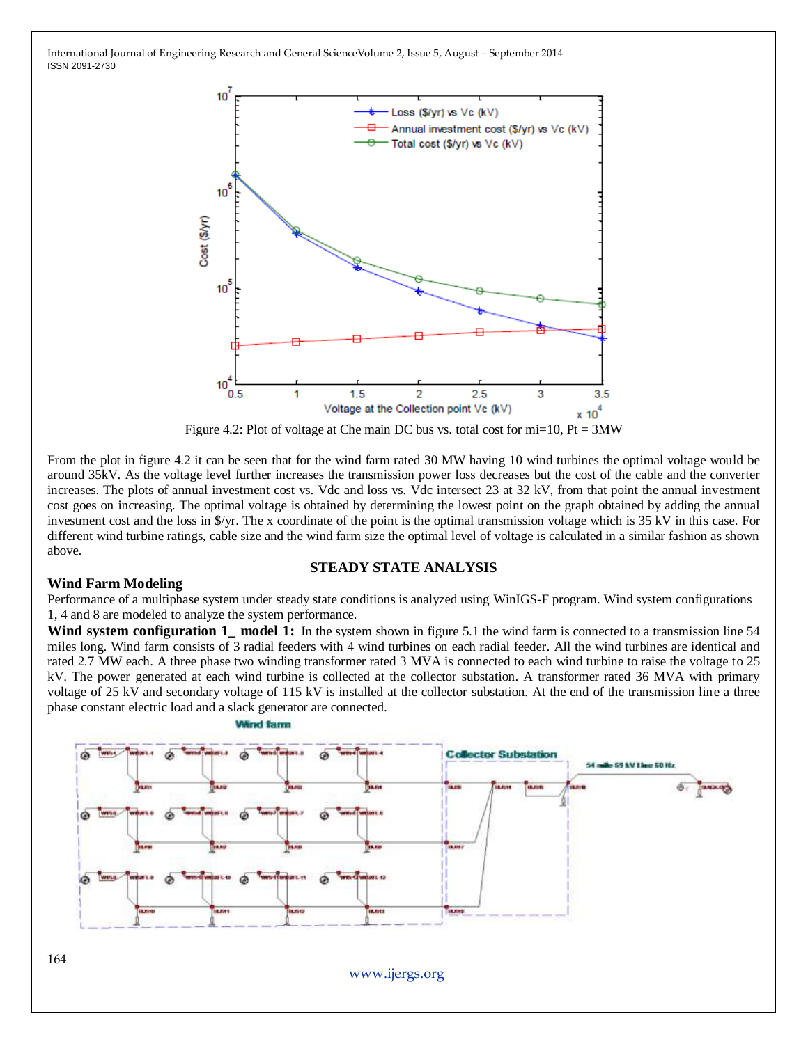Figure 4.2: Plot of voltage at Che main DC bus vs. total cost for mi=10, Pt = 3MW

From the plot in figure 4.2 it can be seen that for the wind farm rated 30 MW having 10 wind turbines the optimal voltage would be around 35kV. As the voltage level further increases the transmission power loss decreases but the cost of the cable and the converter increases. The plots of annual investment cost vs. Vdc and loss vs. Vdc intersect 23 at 32 kV, from that point the annual investment cost goes on increasing. The optimal voltage is obtained by determining the lowest point on the graph obtained by adding the annual investment cost and the loss in $/yr. The x coordinate of the point is the optimal transmission voltage which is 35 kV in this case. For different wind turbine ratings, cable size and the wind farm size the optimal level of voltage is calculated in a similar fashion as shown above.

## STEADY STATE ANALYSIS

### Wind Farm Modeling

Performance of a multiphase system under steady state conditions is analyzed using WinIGS-F program. Wind system configurations 1, 4 and 8 are modeled to analyze the system performance.

**Wind system configuration 1_ model 1:** In the system shown in figure 5.1 the wind farm is connected to a transmission line 54 miles long. Wind farm consists of 3 radial feeders with 4 wind turbines on each radial feeder. All the wind turbines are identical and rated 2.7 MW each. A three phase two winding transformer rated 3 MVA is connected to each wind turbine to raise the voltage to 25 kV. The power generated at each wind turbine is collected at the collector substation. A transformer rated 36 MVA with primary voltage of 25 kV and secondary voltage of 115 kV is installed at the collector substation. At the end of the transmission line a three phase constant electric load and a slack generator are connected.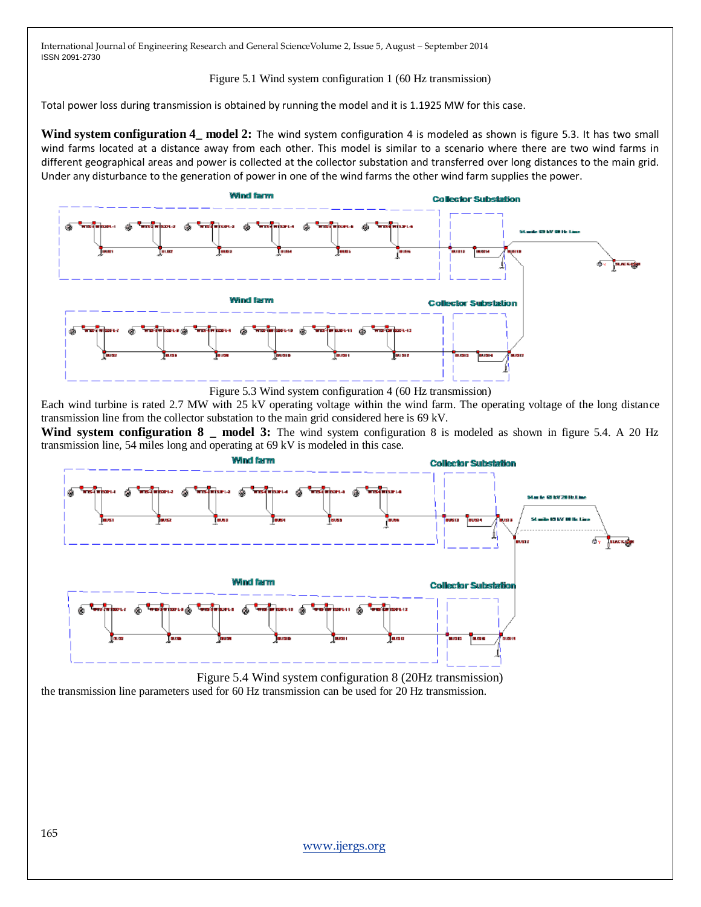Figure 5.1 Wind system configuration 1 (60 Hz transmission)

Total power loss during transmission is obtained by running the model and it is 1.1925 MW for this case.

**Wind system configuration 4_ model 2:** The wind system configuration 4 is modeled as shown is figure 5.3. It has two small wind farms located at a distance away from each other. This model is similar to a scenario where there are two wind farms in different geographical areas and power is collected at the collector substation and transferred over long distances to the main grid. Under any disturbance to the generation of power in one of the wind farms the other wind farm supplies the power.

Figure 5.3 Wind system configuration 4 (60 Hz transmission)

Each wind turbine is rated 2.7 MW with 25 kV operating voltage within the wind farm. The operating voltage of the long distance transmission line from the collector substation to the main grid considered here is 69 kV.

**Wind system configuration 8 _ model 3:** The wind system configuration 8 is modeled as shown in figure 5.4. A 20 Hz transmission line, 54 miles long and operating at 69 kV is modeled in this case.

Figure 5.4 Wind system configuration 8 (20Hz transmission)

the transmission line parameters used for 60 Hz transmission can be used for 20 Hz transmission.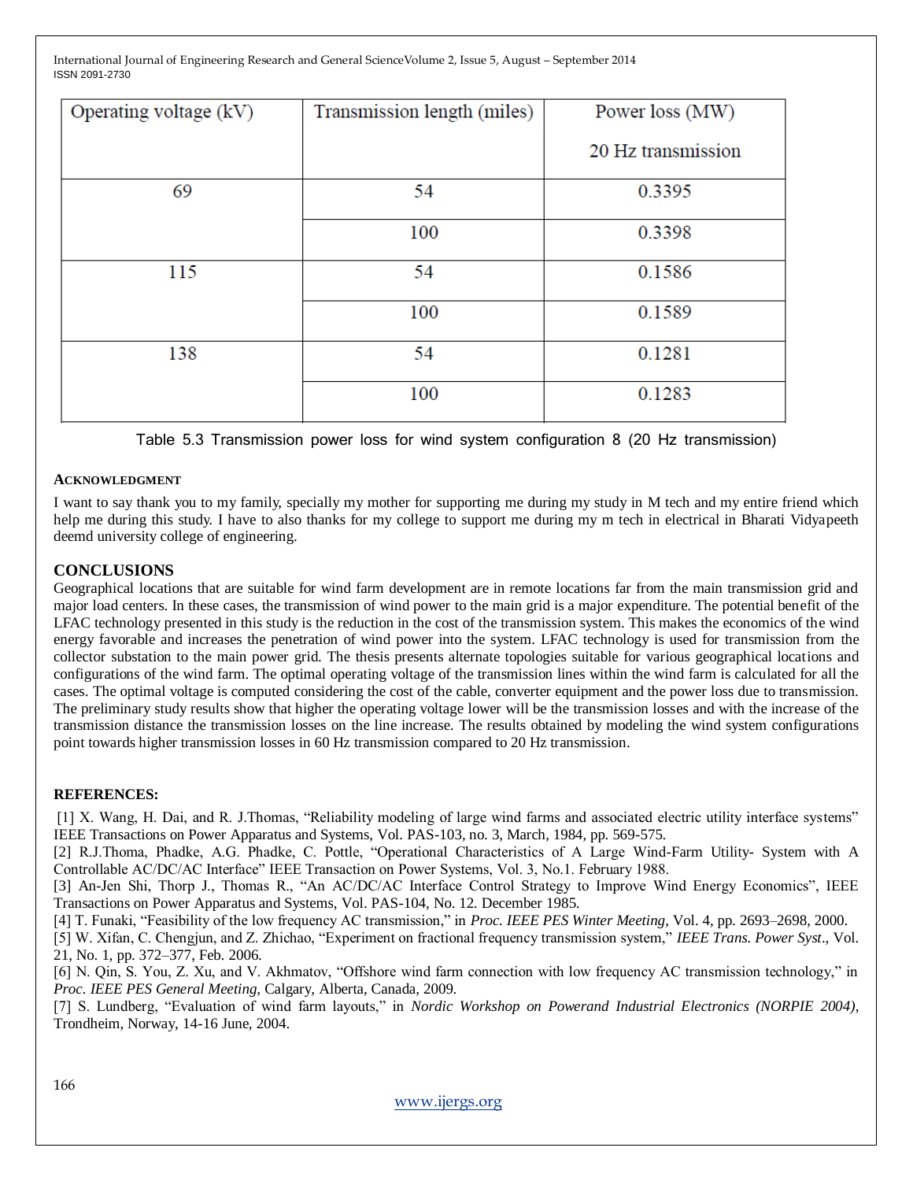| Operating voltage (kV) | Transmission length (miles) | Power loss (MW) 20 Hz transmission |
|---|---|---|
| 69 | 54 | 0.3395 |
| | 100 | 0.3398 |
| 115 | 54 | 0.1586 |
| | 100 | 0.1589 |
| 138 | 54 | 0.1281 |
| | 100 | 0.1283 |

Table 5.3 Transmission power loss for wind system configuration 8 (20 Hz transmission)

## ACKNOWLEDGMENT

I want to say thank you to my family, specially my mother for supporting me during my study in M tech and my entire friend which help me during this study. I have to also thanks for my college to support me during my m tech in electrical in Bharati Vidyapeeth deemd university college of engineering.

## CONCLUSIONS

Geographical locations that are suitable for wind farm development are in remote locations far from the main transmission grid and major load centers. In these cases, the transmission of wind power to the main grid is a major expenditure. The potential benefit of the LFAC technology presented in this study is the reduction in the cost of the transmission system. This makes the economics of the wind energy favorable and increases the penetration of wind power into the system. LFAC technology is used for transmission from the collector substation to the main power grid. The thesis presents alternate topologies suitable for various geographical locations and configurations of the wind farm. The optimal operating voltage of the transmission lines within the wind farm is calculated for all the cases. The optimal voltage is computed considering the cost of the cable, converter equipment and the power loss due to transmission. The preliminary study results show that higher the operating voltage lower will be the transmission losses and with the increase of the transmission distance the transmission losses on the line increase. The results obtained by modeling the wind system configurations point towards higher transmission losses in 60 Hz transmission compared to 20 Hz transmission.

## REFERENCES:

[1] X. Wang, H. Dai, and R. J.Thomas, "Reliability modeling of large wind farms and associated electric utility interface systems" IEEE Transactions on Power Apparatus and Systems, Vol. PAS-103, no. 3, March, 1984, pp. 569-575.

[2] R.J.Thoma, Phadke, A.G. Phadke, C. Pottle, "Operational Characteristics of A Large Wind-Farm Utility- System with A Controllable AC/DC/AC Interface" IEEE Transaction on Power Systems, Vol. 3, No.1. February 1988.

[3] An-Jen Shi, Thorp J., Thomas R., "An AC/DC/AC Interface Control Strategy to Improve Wind Energy Economics", IEEE Transactions on Power Apparatus and Systems, Vol. PAS-104, No. 12. December 1985.

[4] T. Funaki, "Feasibility of the low frequency AC transmission," in *Proc. IEEE PES Winter Meeting*, Vol. 4, pp. 2693–2698, 2000.

[5] W. Xifan, C. Chengjun, and Z. Zhichao, "Experiment on fractional frequency transmission system," *IEEE Trans. Power Syst.*, Vol. 21, No. 1, pp. 372–377, Feb. 2006.

[6] N. Qin, S. You, Z. Xu, and V. Akhmatov, "Offshore wind farm connection with low frequency AC transmission technology," in *Proc. IEEE PES General Meeting*, Calgary, Alberta, Canada, 2009.

[7] S. Lundberg, "Evaluation of wind farm layouts," in *Nordic Workshop on Powerand Industrial Electronics (NORPIE 2004)*, Trondheim, Norway, 14-16 June, 2004.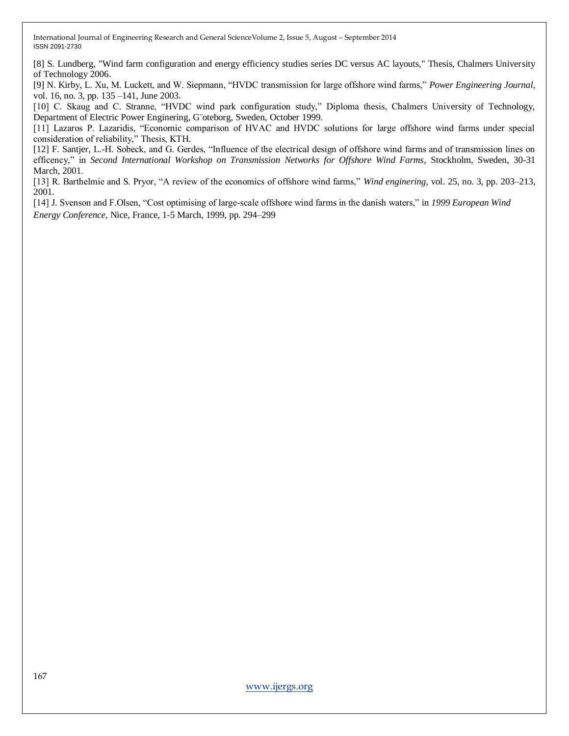[8] S. Lundberg, "Wind farm configuration and energy efficiency studies series DC versus AC layouts," Thesis, Chalmers University of Technology 2006.

[9] N. Kirby, L. Xu, M. Luckett, and W. Siepmann, "HVDC transmission for large offshore wind farms," *Power Engineering Journal*, vol. 16, no. 3, pp. 135 –141, June 2003.

[10] C. Skaug and C. Stranne, "HVDC wind park configuration study," Diploma thesis, Chalmers University of Technology, Department of Electric Power Enginering, G¨oteborg, Sweden, October 1999.

[11] Lazaros P. Lazaridis, "Economic comparison of HVAC and HVDC solutions for large offshore wind farms under special consideration of reliability," Thesis, KTH.

[12] F. Santjer, L.-H. Sobeck, and G. Gerdes, "Influence of the electrical design of offshore wind farms and of transmission lines on efficency," in *Second International Workshop on Transmission Networks for Offshore Wind Farms*, Stockholm, Sweden, 30-31 March, 2001.

[13] R. Barthelmie and S. Pryor, "A review of the economics of offshore wind farms," *Wind enginering*, vol. 25, no. 3, pp. 203–213, 2001.

[14] J. Svenson and F.Olsen, "Cost optimising of large-scale offshore wind farms in the danish waters," in *1999 European Wind Energy Conference*, Nice, France, 1-5 March, 1999, pp. 294–299